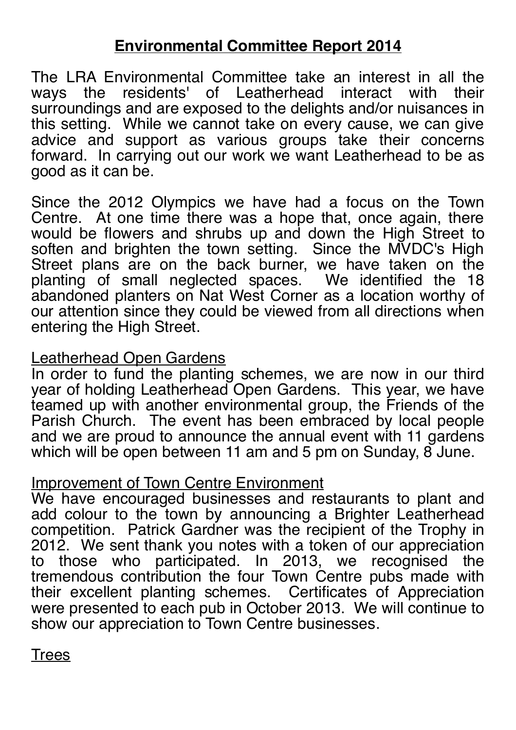# Environmental Committee Report 2014

The LRA Environmental Committee take an interest in all the ways the residents' of Leatherhead interact with their surroundings and are exposed to the delights and/or nuisances in this setting. While we cannot take on every cause, we can give advice and support as various groups take their concerns forward. In carrying out our work we want Leatherhead to be as good as it can be.

Since the 2012 Olympics we have had a focus on the Town Centre. At one time there was a hope that, once again, there would be flowers and shrubs up and down the High Street to soften and brighten the town setting. Since the MVDC's High Street plans are on the back burner, we have taken on the planting of small neglected spaces. We identified the 18 abandoned planters on Nat West Corner as a location worthy of our attention since they could be viewed from all directions when entering the High Street.

## Leatherhead Open Gardens

In order to fund the planting schemes, we are now in our third year of holding Leatherhead Open Gardens. This year, we have teamed up with another environmental group, the Friends of the Parish Church. The event has been embraced by local people and we are proud to announce the annual event with 11 gardens which will be open between 11 am and 5 pm on Sunday, 8 June.

## Improvement of Town Centre Environment

We have encouraged businesses and restaurants to plant and add colour to the town by announcing a Brighter Leatherhead competition. Patrick Gardner was the recipient of the Trophy in 2012. We sent thank you notes with a token of our appreciation to those who participated. In 2013, we recognised the tremendous contribution the four Town Centre pubs made with their excellent planting schemes. Certificates of Appreciation were presented to each pub in October 2013. We will continue to show our appreciation to Town Centre businesses.

## Trees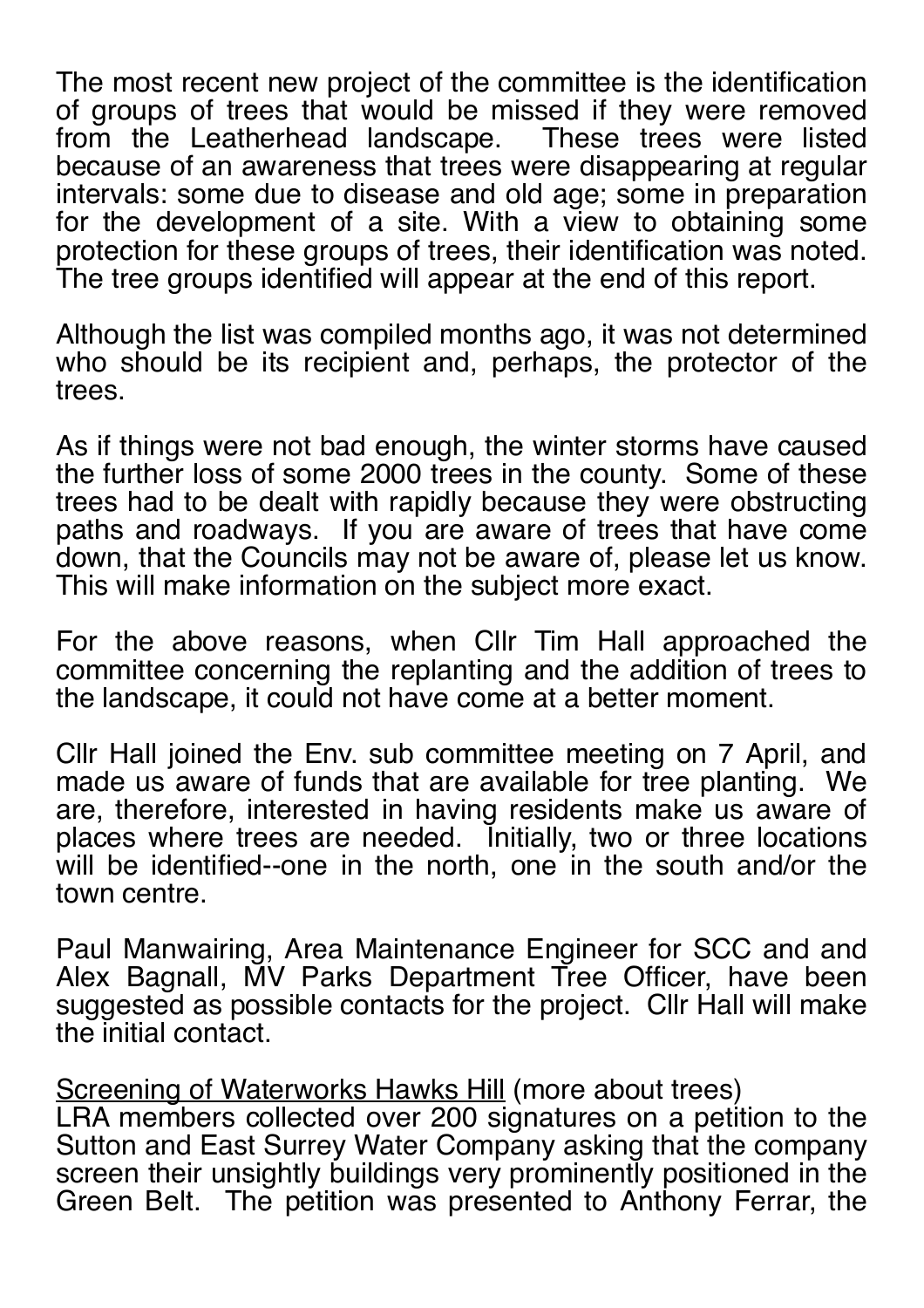The most recent new project of the committee is the identification of groups of trees that would be missed if they were removed from the Leatherhead landscape. These trees were listed because of an awareness that trees were disappearing at regular intervals: some due to disease and old age; some in preparation for the development of a site. With a view to obtaining some protection for these groups of trees, their identification was noted. The tree groups identified will appear at the end of this report.

Although the list was compiled months ago, it was not determined who should be its recipient and, perhaps, the protector of the trees.

As if things were not bad enough, the winter storms have caused the further loss of some 2000 trees in the county. Some of these trees had to be dealt with rapidly because they were obstructing paths and roadways. If you are aware of trees that have come down, that the Councils may not be aware of, please let us know. This will make information on the subject more exact.

For the above reasons, when Cllr Tim Hall approached the committee concerning the replanting and the addition of trees to the landscape, it could not have come at a better moment.

Cllr Hall joined the Env. sub committee meeting on 7 April, and made us aware of funds that are available for tree planting. We are, therefore, interested in having residents make us aware of places where trees are needed. Initially, two or three locations will be identified--one in the north, one in the south and/or the town centre.

Paul Manwairing, Area Maintenance Engineer for SCC and and Alex Bagnall, MV Parks Department Tree Officer, have been suggested as possible contacts for the project. Cllr Hall will make the initial contact.

<u>Screening of Waterworks Hawks Hill</u> (more about trees)
LRA members collected over 200 signatures on a petition to the Sutton and East Surrey Water Company asking that the company screen their unsightly buildings very prominently positioned in the Green Belt. The petition was presented to Anthony Ferrar, the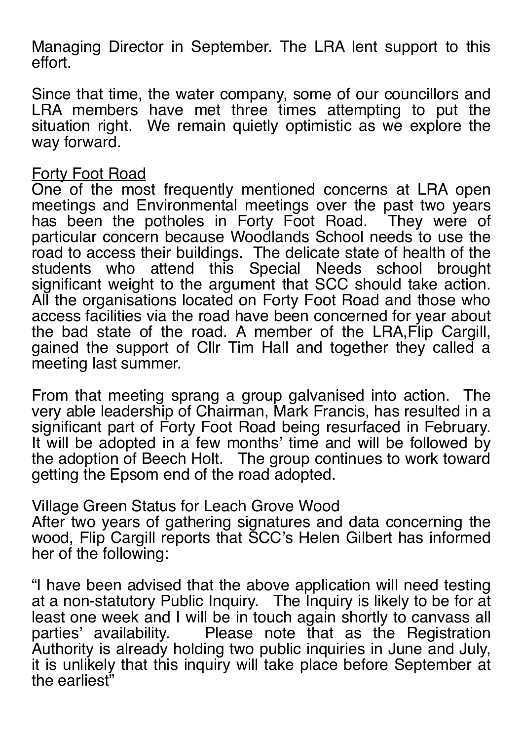Managing Director in September. The LRA lent support to this effort.

Since that time, the water company, some of our councillors and LRA members have met three times attempting to put the situation right. We remain quietly optimistic as we explore the way forward.

<u>Forty Foot Road</u>

One of the most frequently mentioned concerns at LRA open meetings and Environmental meetings over the past two years has been the potholes in Forty Foot Road. They were of particular concern because Woodlands School needs to use the road to access their buildings. The delicate state of health of the students who attend this Special Needs school brought significant weight to the argument that SCC should take action. All the organisations located on Forty Foot Road and those who access facilities via the road have been concerned for year about the bad state of the road. A member of the LRA,Flip Cargill, gained the support of Cllr Tim Hall and together they called a meeting last summer.

From that meeting sprang a group galvanised into action. The very able leadership of Chairman, Mark Francis, has resulted in a significant part of Forty Foot Road being resurfaced in February. It will be adopted in a few months' time and will be followed by the adoption of Beech Holt. The group continues to work toward getting the Epsom end of the road adopted.

<u>Village Green Status for Leach Grove Wood</u>

After two years of gathering signatures and data concerning the wood, Flip Cargill reports that SCC's Helen Gilbert has informed her of the following:

"I have been advised that the above application will need testing at a non-statutory Public Inquiry. The Inquiry is likely to be for at least one week and I will be in touch again shortly to canvass all parties' availability. Please note that as the Registration Authority is already holding two public inquiries in June and July, it is unlikely that this inquiry will take place before September at the earliest"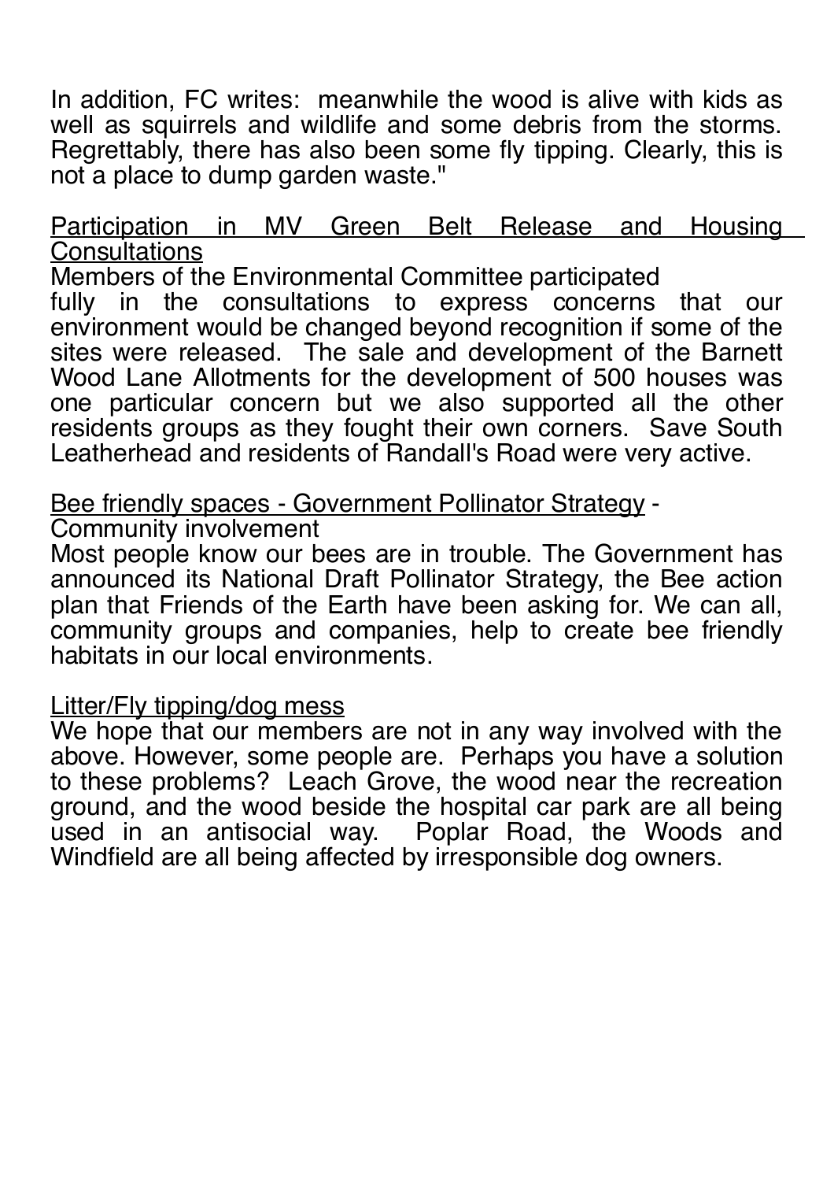In addition, FC writes: meanwhile the wood is alive with kids as well as squirrels and wildlife and some debris from the storms. Regrettably, there has also been some fly tipping. Clearly, this is not a place to dump garden waste."

<u>Participation in MV Green Belt Release and Housing Consultations</u>

Members of the Environmental Committee participated fully in the consultations to express concerns that our environment would be changed beyond recognition if some of the sites were released. The sale and development of the Barnett Wood Lane Allotments for the development of 500 houses was one particular concern but we also supported all the other residents groups as they fought their own corners. Save South Leatherhead and residents of Randall's Road were very active.

<u>Bee friendly spaces - Government Pollinator Strategy</u> - Community involvement

Most people know our bees are in trouble. The Government has announced its National Draft Pollinator Strategy, the Bee action plan that Friends of the Earth have been asking for. We can all, community groups and companies, help to create bee friendly habitats in our local environments.

<u>Litter/Fly tipping/dog mess</u>

We hope that our members are not in any way involved with the above. However, some people are. Perhaps you have a solution to these problems? Leach Grove, the wood near the recreation ground, and the wood beside the hospital car park are all being used in an antisocial way. Poplar Road, the Woods and Windfield are all being affected by irresponsible dog owners.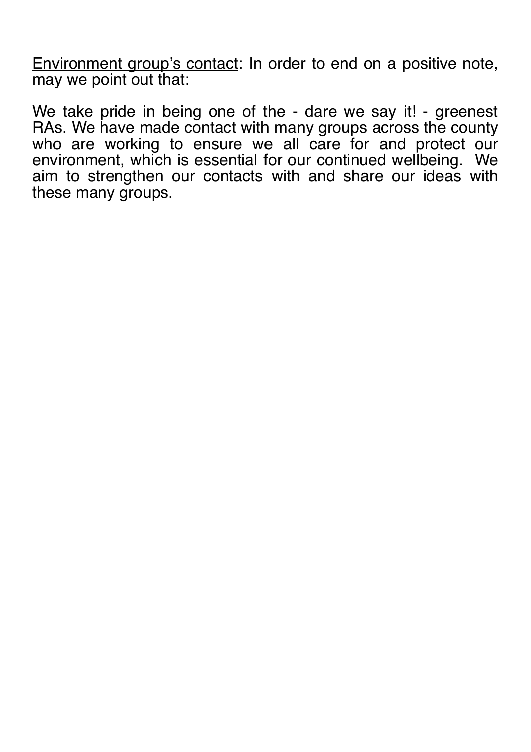<u>Environment group's contact</u>: In order to end on a positive note, may we point out that:

We take pride in being one of the - dare we say it! - greenest RAs. We have made contact with many groups across the county who are working to ensure we all care for and protect our environment, which is essential for our continued wellbeing.  We aim to strengthen our contacts with and share our ideas with these many groups.